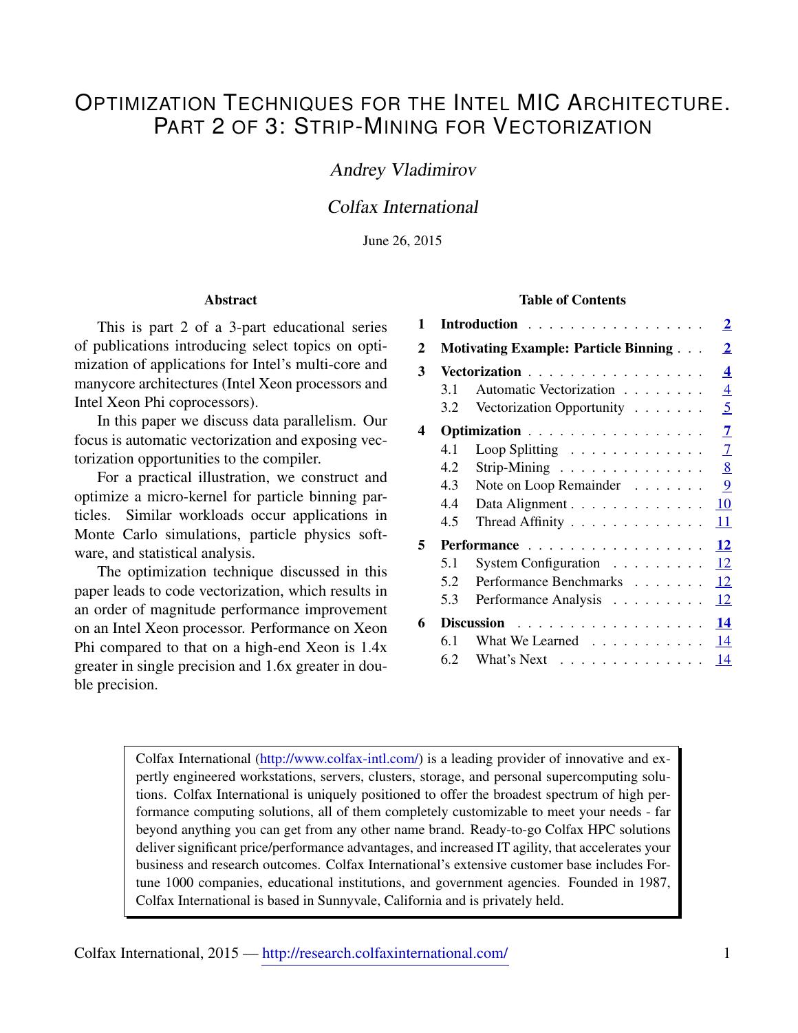# Optimization Techniques for the Intel MIC Architecture. Part 2 of 3: Strip-Mining for Vectorization

*Andrey Vladimirov*

*Colfax International*

June 26, 2015

### Abstract

This is part 2 of a 3-part educational series of publications introducing select topics on optimization of applications for Intel's multi-core and manycore architectures (Intel Xeon processors and Intel Xeon Phi coprocessors).

In this paper we discuss data parallelism. Our focus is automatic vectorization and exposing vectorization opportunities to the compiler.

For a practical illustration, we construct and optimize a micro-kernel for particle binning particles. Similar workloads occur applications in Monte Carlo simulations, particle physics software, and statistical analysis.

The optimization technique discussed in this paper leads to code vectorization, which results in an order of magnitude performance improvement on an Intel Xeon processor. Performance on Xeon Phi compared to that on a high-end Xeon is 1.4x greater in single precision and 1.6x greater in double precision.

### Table of Contents

- **1 Introduction** — 2
- **2 Motivating Example: Particle Binning** — 2
- **3 Vectorization** — 4
  - 3.1 Automatic Vectorization — 4
  - 3.2 Vectorization Opportunity — 5
- **4 Optimization** — 7
  - 4.1 Loop Splitting — 7
  - 4.2 Strip-Mining — 8
  - 4.3 Note on Loop Remainder — 9
  - 4.4 Data Alignment — 10
  - 4.5 Thread Affinity — 11
- **5 Performance** — 12
  - 5.1 System Configuration — 12
  - 5.2 Performance Benchmarks — 12
  - 5.3 Performance Analysis — 12
- **6 Discussion** — 14
  - 6.1 What We Learned — 14
  - 6.2 What's Next — 14

Colfax International (http://www.colfax-intl.com/) is a leading provider of innovative and expertly engineered workstations, servers, clusters, storage, and personal supercomputing solutions. Colfax International is uniquely positioned to offer the broadest spectrum of high performance computing solutions, all of them completely customizable to meet your needs - far beyond anything you can get from any other name brand. Ready-to-go Colfax HPC solutions deliver significant price/performance advantages, and increased IT agility, that accelerates your business and research outcomes. Colfax International's extensive customer base includes Fortune 1000 companies, educational institutions, and government agencies. Founded in 1987, Colfax International is based in Sunnyvale, California and is privately held.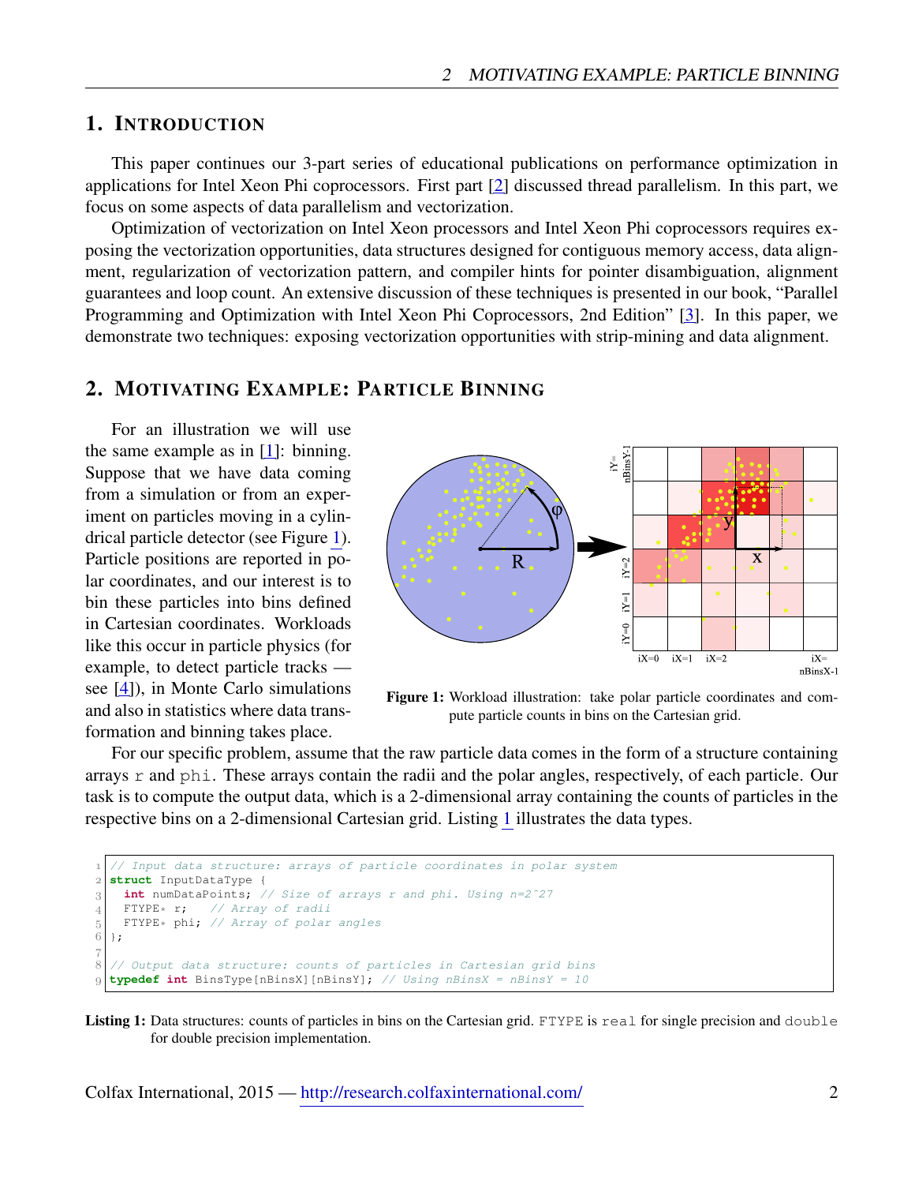## 1. Introduction

This paper continues our 3-part series of educational publications on performance optimization in applications for Intel Xeon Phi coprocessors. First part [2] discussed thread parallelism. In this part, we focus on some aspects of data parallelism and vectorization.

Optimization of vectorization on Intel Xeon processors and Intel Xeon Phi coprocessors requires exposing the vectorization opportunities, data structures designed for contiguous memory access, data alignment, regularization of vectorization pattern, and compiler hints for pointer disambiguation, alignment guarantees and loop count. An extensive discussion of these techniques is presented in our book, "Parallel Programming and Optimization with Intel Xeon Phi Coprocessors, 2nd Edition" [3]. In this paper, we demonstrate two techniques: exposing vectorization opportunities with strip-mining and data alignment.

## 2. Motivating Example: Particle Binning

For an illustration we will use the same example as in [1]: binning. Suppose that we have data coming from a simulation or from an experiment on particles moving in a cylindrical particle detector (see Figure 1). Particle positions are reported in polar coordinates, and our interest is to bin these particles into bins defined in Cartesian coordinates. Workloads like this occur in particle physics (for example, to detect particle tracks — see [4]), in Monte Carlo simulations and also in statistics where data transformation and binning takes place.

**Figure 1:** Workload illustration: take polar particle coordinates and compute particle counts in bins on the Cartesian grid.

For our specific problem, assume that the raw particle data comes in the form of a structure containing arrays `r` and `phi`. These arrays contain the radii and the polar angles, respectively, of each particle. Our task is to compute the output data, which is a 2-dimensional array containing the counts of particles in the respective bins on a 2-dimensional Cartesian grid. Listing 1 illustrates the data types.

```
// Input data structure: arrays of particle coordinates in polar system
struct InputDataType {
  int numDataPoints; // Size of arrays r and phi. Using n=2^27
  FTYPE* r;   // Array of radii
  FTYPE* phi; // Array of polar angles
};

// Output data structure: counts of particles in Cartesian grid bins
typedef int BinsType[nBinsX][nBinsY]; // Using nBinsX = nBinsY = 10
```

**Listing 1:** Data structures: counts of particles in bins on the Cartesian grid. `FTYPE` is `real` for single precision and `double` for double precision implementation.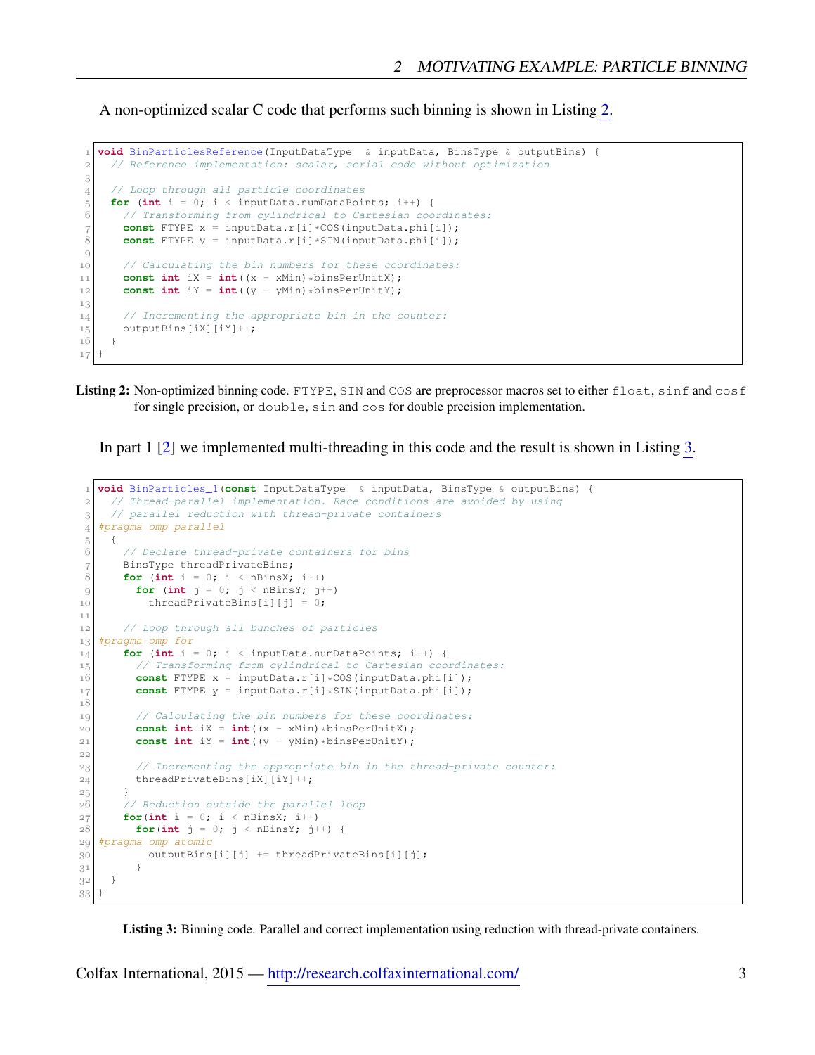A non-optimized scalar C code that performs such binning is shown in Listing 2.

```
void BinParticlesReference(InputDataType  & inputData, BinsType & outputBins) {
  // Reference implementation: scalar, serial code without optimization

  // Loop through all particle coordinates
  for (int i = 0; i < inputData.numDataPoints; i++) {
    // Transforming from cylindrical to Cartesian coordinates:
    const FTYPE x = inputData.r[i]*COS(inputData.phi[i]);
    const FTYPE y = inputData.r[i]*SIN(inputData.phi[i]);

    // Calculating the bin numbers for these coordinates:
    const int iX = int((x - xMin)*binsPerUnitX);
    const int iY = int((y - yMin)*binsPerUnitY);

    // Incrementing the appropriate bin in the counter:
    outputBins[iX][iY]++;
  }
}
```

**Listing 2:** Non-optimized binning code. FTYPE, SIN and COS are preprocessor macros set to either float, sinf and cosf for single precision, or double, sin and cos for double precision implementation.

In part 1 [2] we implemented multi-threading in this code and the result is shown in Listing 3.

```
void BinParticles_1(const InputDataType  & inputData, BinsType & outputBins) {
  // Thread-parallel implementation. Race conditions are avoided by using
  // parallel reduction with thread-private containers
#pragma omp parallel
  {
    // Declare thread-private containers for bins
    BinsType threadPrivateBins;
    for (int i = 0; i < nBinsX; i++)
      for (int j = 0; j < nBinsY; j++)
        threadPrivateBins[i][j] = 0;

    // Loop through all bunches of particles
#pragma omp for
    for (int i = 0; i < inputData.numDataPoints; i++) {
      // Transforming from cylindrical to Cartesian coordinates:
      const FTYPE x = inputData.r[i]*COS(inputData.phi[i]);
      const FTYPE y = inputData.r[i]*SIN(inputData.phi[i]);

      // Calculating the bin numbers for these coordinates:
      const int iX = int((x - xMin)*binsPerUnitX);
      const int iY = int((y - yMin)*binsPerUnitY);

      // Incrementing the appropriate bin in the thread-private counter:
      threadPrivateBins[iX][iY]++;
    }
    // Reduction outside the parallel loop
    for(int i = 0; i < nBinsX; i++)
      for(int j = 0; j < nBinsY; j++) {
#pragma omp atomic
        outputBins[i][j] += threadPrivateBins[i][j];
      }
  }
}
```

**Listing 3:** Binning code. Parallel and correct implementation using reduction with thread-private containers.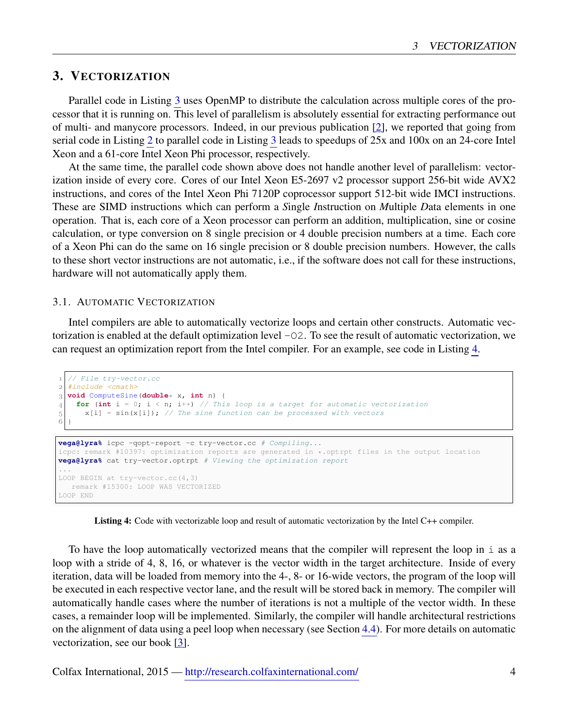## 3. Vectorization

Parallel code in Listing 3 uses OpenMP to distribute the calculation across multiple cores of the processor that it is running on. This level of parallelism is absolutely essential for extracting performance out of multi- and manycore processors. Indeed, in our previous publication [2], we reported that going from serial code in Listing 2 to parallel code in Listing 3 leads to speedups of 25x and 100x on an 24-core Intel Xeon and a 61-core Intel Xeon Phi processor, respectively.

At the same time, the parallel code shown above does not handle another level of parallelism: vectorization inside of every core. Cores of our Intel Xeon E5-2697 v2 processor support 256-bit wide AVX2 instructions, and cores of the Intel Xeon Phi 7120P coprocessor support 512-bit wide IMCI instructions. These are SIMD instructions which can perform a *S*ingle *I*nstruction on *M*ultiple *D*ata elements in one operation. That is, each core of a Xeon processor can perform an addition, multiplication, sine or cosine calculation, or type conversion on 8 single precision or 4 double precision numbers at a time. Each core of a Xeon Phi can do the same on 16 single precision or 8 double precision numbers. However, the calls to these short vector instructions are not automatic, i.e., if the software does not call for these instructions, hardware will not automatically apply them.

### 3.1. Automatic Vectorization

Intel compilers are able to automatically vectorize loops and certain other constructs. Automatic vectorization is enabled at the default optimization level `-O2`. To see the result of automatic vectorization, we can request an optimization report from the Intel compiler. For an example, see code in Listing 4.

```
// File try-vector.cc
#include <cmath>
void ComputeSine(double* x, int n) {
  for (int i = 0; i < n; i++) // This loop is a target for automatic vectorization
    x[i] = sin(x[i]); // The sine function can be processed with vectors
}
```

```
vega@lyra% icpc -qopt-report -c try-vector.cc # Compiling...
icpc: remark #10397: optimization reports are generated in *.optrpt files in the output location
vega@lyra% cat try-vector.optrpt # Viewing the optimization report
...
LOOP BEGIN at try-vector.cc(4,3)
   remark #15300: LOOP WAS VECTORIZED
LOOP END
```

**Listing 4:** Code with vectorizable loop and result of automatic vectorization by the Intel C++ compiler.

To have the loop automatically vectorized means that the compiler will represent the loop in `i` as a loop with a stride of 4, 8, 16, or whatever is the vector width in the target architecture. Inside of every iteration, data will be loaded from memory into the 4-, 8- or 16-wide vectors, the program of the loop will be executed in each respective vector lane, and the result will be stored back in memory. The compiler will automatically handle cases where the number of iterations is not a multiple of the vector width. In these cases, a remainder loop will be implemented. Similarly, the compiler will handle architectural restrictions on the alignment of data using a peel loop when necessary (see Section 4.4). For more details on automatic vectorization, see our book [3].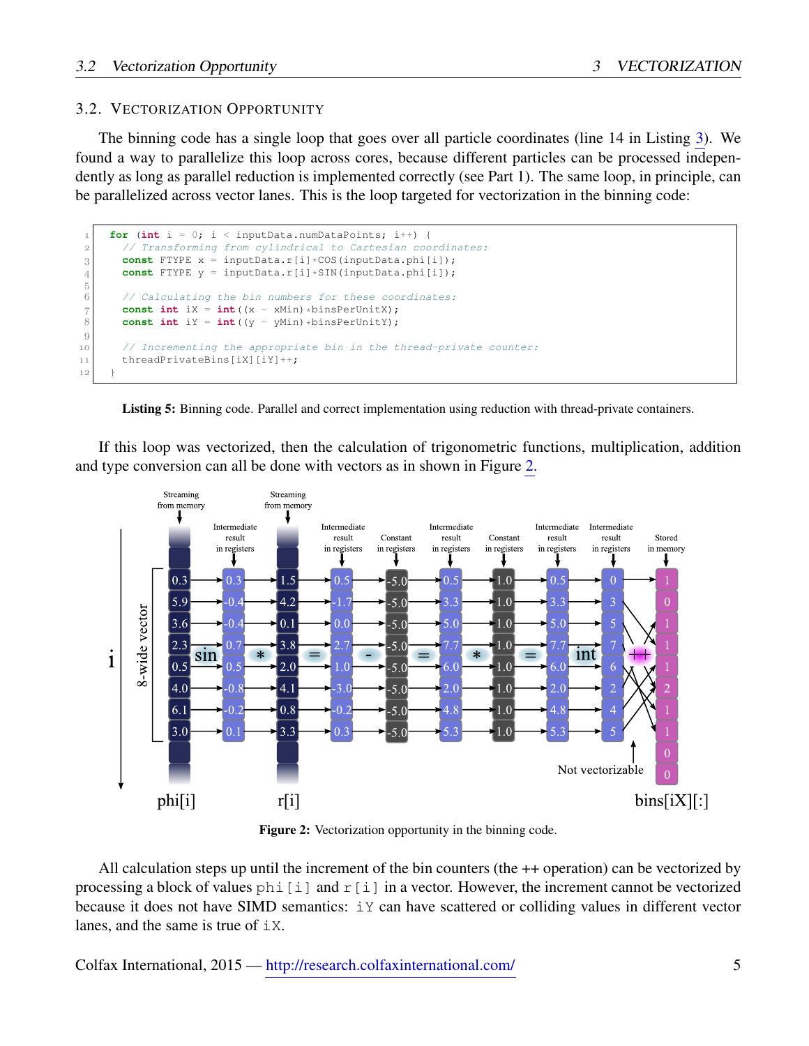### 3.2. Vectorization Opportunity

The binning code has a single loop that goes over all particle coordinates (line 14 in Listing 3). We found a way to parallelize this loop across cores, because different particles can be processed independently as long as parallel reduction is implemented correctly (see Part 1). The same loop, in principle, can be parallelized across vector lanes. This is the loop targeted for vectorization in the binning code:

```
for (int i = 0; i < inputData.numDataPoints; i++) {
  // Transforming from cylindrical to Cartesian coordinates:
  const FTYPE x = inputData.r[i]*COS(inputData.phi[i]);
  const FTYPE y = inputData.r[i]*SIN(inputData.phi[i]);

  // Calculating the bin numbers for these coordinates:
  const int iX = int((x - xMin)*binsPerUnitX);
  const int iY = int((y - yMin)*binsPerUnitY);

  // Incrementing the appropriate bin in the thread-private counter:
  threadPrivateBins[iX][iY]++;
}
```

**Listing 5:** Binning code. Parallel and correct implementation using reduction with thread-private containers.

If this loop was vectorized, then the calculation of trigonometric functions, multiplication, addition and type conversion can all be done with vectors as in shown in Figure 2.

**Figure 2:** Vectorization opportunity in the binning code.

All calculation steps up until the increment of the bin counters (the ++ operation) can be vectorized by processing a block of values `phi[i]` and `r[i]` in a vector. However, the increment cannot be vectorized because it does not have SIMD semantics: `iY` can have scattered or colliding values in different vector lanes, and the same is true of `iX`.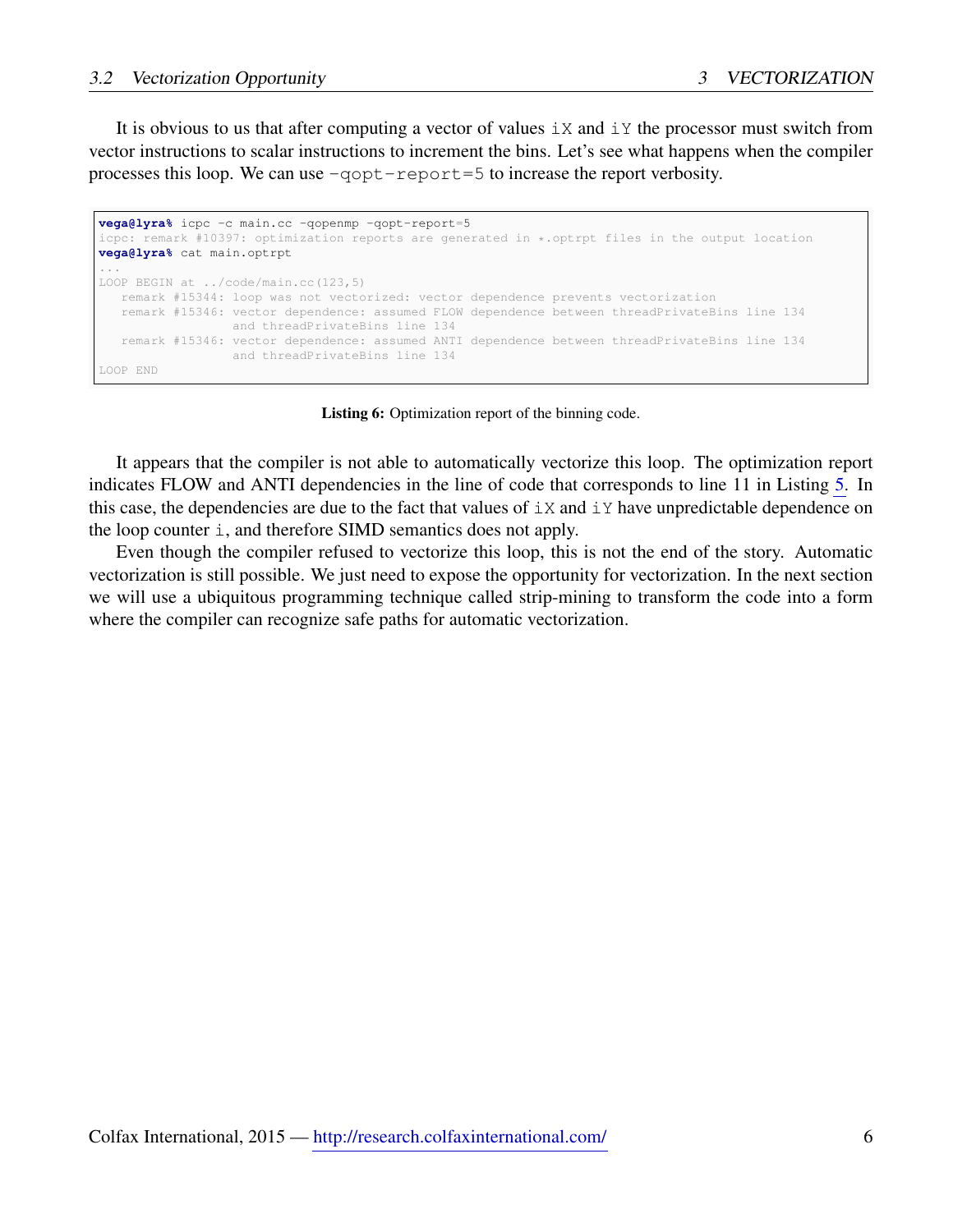It is obvious to us that after computing a vector of values iX and iY the processor must switch from vector instructions to scalar instructions to increment the bins. Let's see what happens when the compiler processes this loop. We can use -qopt-report=5 to increase the report verbosity.

```
vega@lyra% icpc -c main.cc -qopenmp -qopt-report=5
icpc: remark #10397: optimization reports are generated in *.optrpt files in the output location
vega@lyra% cat main.optrpt
...
LOOP BEGIN at ../code/main.cc(123,5)
   remark #15344: loop was not vectorized: vector dependence prevents vectorization
   remark #15346: vector dependence: assumed FLOW dependence between threadPrivateBins line 134
                  and threadPrivateBins line 134
   remark #15346: vector dependence: assumed ANTI dependence between threadPrivateBins line 134
                  and threadPrivateBins line 134
LOOP END
```

**Listing 6:** Optimization report of the binning code.

It appears that the compiler is not able to automatically vectorize this loop. The optimization report indicates FLOW and ANTI dependencies in the line of code that corresponds to line 11 in Listing 5. In this case, the dependencies are due to the fact that values of iX and iY have unpredictable dependence on the loop counter i, and therefore SIMD semantics does not apply.

Even though the compiler refused to vectorize this loop, this is not the end of the story. Automatic vectorization is still possible. We just need to expose the opportunity for vectorization. In the next section we will use a ubiquitous programming technique called strip-mining to transform the code into a form where the compiler can recognize safe paths for automatic vectorization.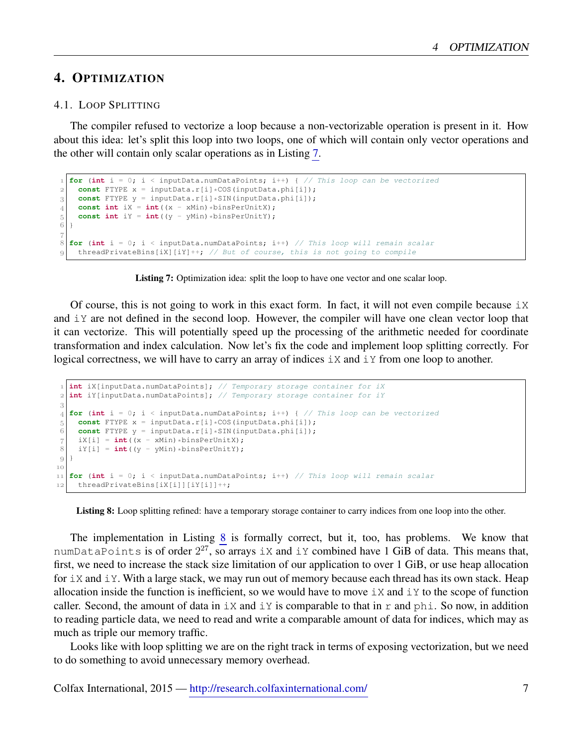# 4. Optimization

## 4.1. Loop Splitting

The compiler refused to vectorize a loop because a non-vectorizable operation is present in it. How about this idea: let's split this loop into two loops, one of which will contain only vector operations and the other will contain only scalar operations as in Listing 7.

```
for (int i = 0; i < inputData.numDataPoints; i++) { // This loop can be vectorized
  const FTYPE x = inputData.r[i]*COS(inputData.phi[i]);
  const FTYPE y = inputData.r[i]*SIN(inputData.phi[i]);
  const int iX = int((x - xMin)*binsPerUnitX);
  const int iY = int((y - yMin)*binsPerUnitY);
}

for (int i = 0; i < inputData.numDataPoints; i++) // This loop will remain scalar
  threadPrivateBins[iX][iY]++; // But of course, this is not going to compile
```

**Listing 7:** Optimization idea: split the loop to have one vector and one scalar loop.

Of course, this is not going to work in this exact form. In fact, it will not even compile because `iX` and `iY` are not defined in the second loop. However, the compiler will have one clean vector loop that it can vectorize. This will potentially speed up the processing of the arithmetic needed for coordinate transformation and index calculation. Now let's fix the code and implement loop splitting correctly. For logical correctness, we will have to carry an array of indices `iX` and `iY` from one loop to another.

```
int iX[inputData.numDataPoints]; // Temporary storage container for iX
int iY[inputData.numDataPoints]; // Temporary storage container for iY

for (int i = 0; i < inputData.numDataPoints; i++) { // This loop can be vectorized
  const FTYPE x = inputData.r[i]*COS(inputData.phi[i]);
  const FTYPE y = inputData.r[i]*SIN(inputData.phi[i]);
  iX[i] = int((x - xMin)*binsPerUnitX);
  iY[i] = int((y - yMin)*binsPerUnitY);
}

for (int i = 0; i < inputData.numDataPoints; i++) // This loop will remain scalar
  threadPrivateBins[iX[i]][iY[i]]++;
```

**Listing 8:** Loop splitting refined: have a temporary storage container to carry indices from one loop into the other.

The implementation in Listing 8 is formally correct, but it, too, has problems. We know that `numDataPoints` is of order $2^{27}$, so arrays `iX` and `iY` combined have 1 GiB of data. This means that, first, we need to increase the stack size limitation of our application to over 1 GiB, or use heap allocation for `iX` and `iY`. With a large stack, we may run out of memory because each thread has its own stack. Heap allocation inside the function is inefficient, so we would have to move `iX` and `iY` to the scope of function caller. Second, the amount of data in `iX` and `iY` is comparable to that in `r` and `phi`. So now, in addition to reading particle data, we need to read and write a comparable amount of data for indices, which may as much as triple our memory traffic.

Looks like with loop splitting we are on the right track in terms of exposing vectorization, but we need to do something to avoid unnecessary memory overhead.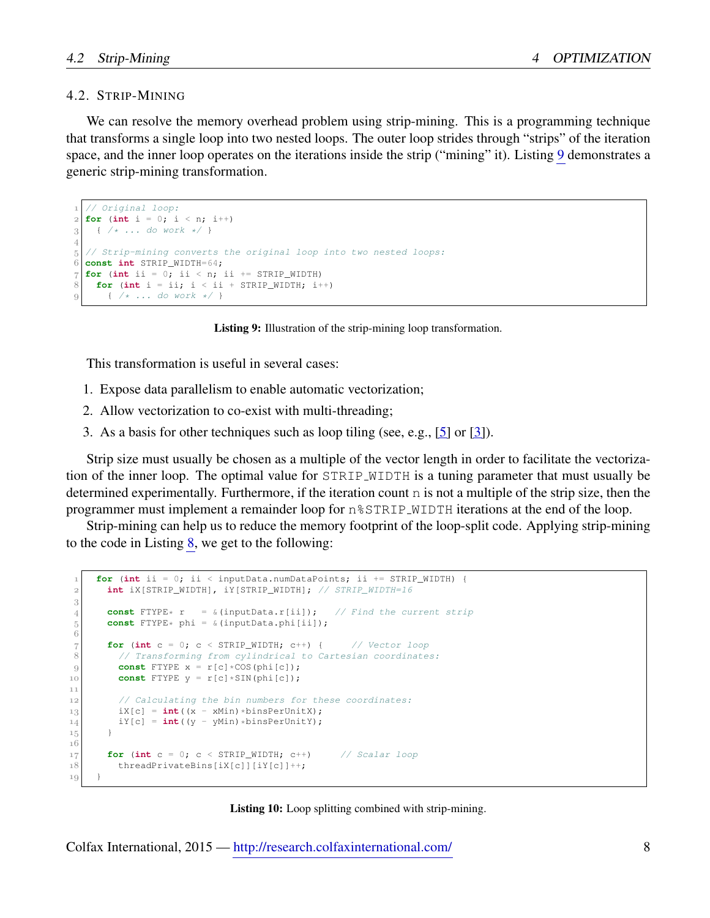### 4.2. Strip-Mining

We can resolve the memory overhead problem using strip-mining. This is a programming technique that transforms a single loop into two nested loops. The outer loop strides through "strips" of the iteration space, and the inner loop operates on the iterations inside the strip ("mining" it). Listing 9 demonstrates a generic strip-mining transformation.

```
// Original loop:
for (int i = 0; i < n; i++)
  { /* ... do work */ }

// Strip-mining converts the original loop into two nested loops:
const int STRIP_WIDTH=64;
for (int ii = 0; ii < n; ii += STRIP_WIDTH)
  for (int i = ii; i < ii + STRIP_WIDTH; i++)
    { /* ... do work */ }
```

**Listing 9:** Illustration of the strip-mining loop transformation.

This transformation is useful in several cases:

1. Expose data parallelism to enable automatic vectorization;
2. Allow vectorization to co-exist with multi-threading;
3. As a basis for other techniques such as loop tiling (see, e.g., [5] or [3]).

Strip size must usually be chosen as a multiple of the vector length in order to facilitate the vectorization of the inner loop. The optimal value for `STRIP_WIDTH` is a tuning parameter that must usually be determined experimentally. Furthermore, if the iteration count `n` is not a multiple of the strip size, then the programmer must implement a remainder loop for `n%STRIP_WIDTH` iterations at the end of the loop.

Strip-mining can help us to reduce the memory footprint of the loop-split code. Applying strip-mining to the code in Listing 8, we get to the following:

```
  for (int ii = 0; ii < inputData.numDataPoints; ii += STRIP_WIDTH) {
    int iX[STRIP_WIDTH], iY[STRIP_WIDTH]; // STRIP_WIDTH=16

    const FTYPE* r   = &(inputData.r[ii]);   // Find the current strip
    const FTYPE* phi = &(inputData.phi[ii]);

    for (int c = 0; c < STRIP_WIDTH; c++) {     // Vector loop
      // Transforming from cylindrical to Cartesian coordinates:
      const FTYPE x = r[c]*COS(phi[c]);
      const FTYPE y = r[c]*SIN(phi[c]);

      // Calculating the bin numbers for these coordinates:
      iX[c] = int((x - xMin)*binsPerUnitX);
      iY[c] = int((y - yMin)*binsPerUnitY);
    }

    for (int c = 0; c < STRIP_WIDTH; c++)     // Scalar loop
      threadPrivateBins[iX[c]][iY[c]]++;
  }
```

**Listing 10:** Loop splitting combined with strip-mining.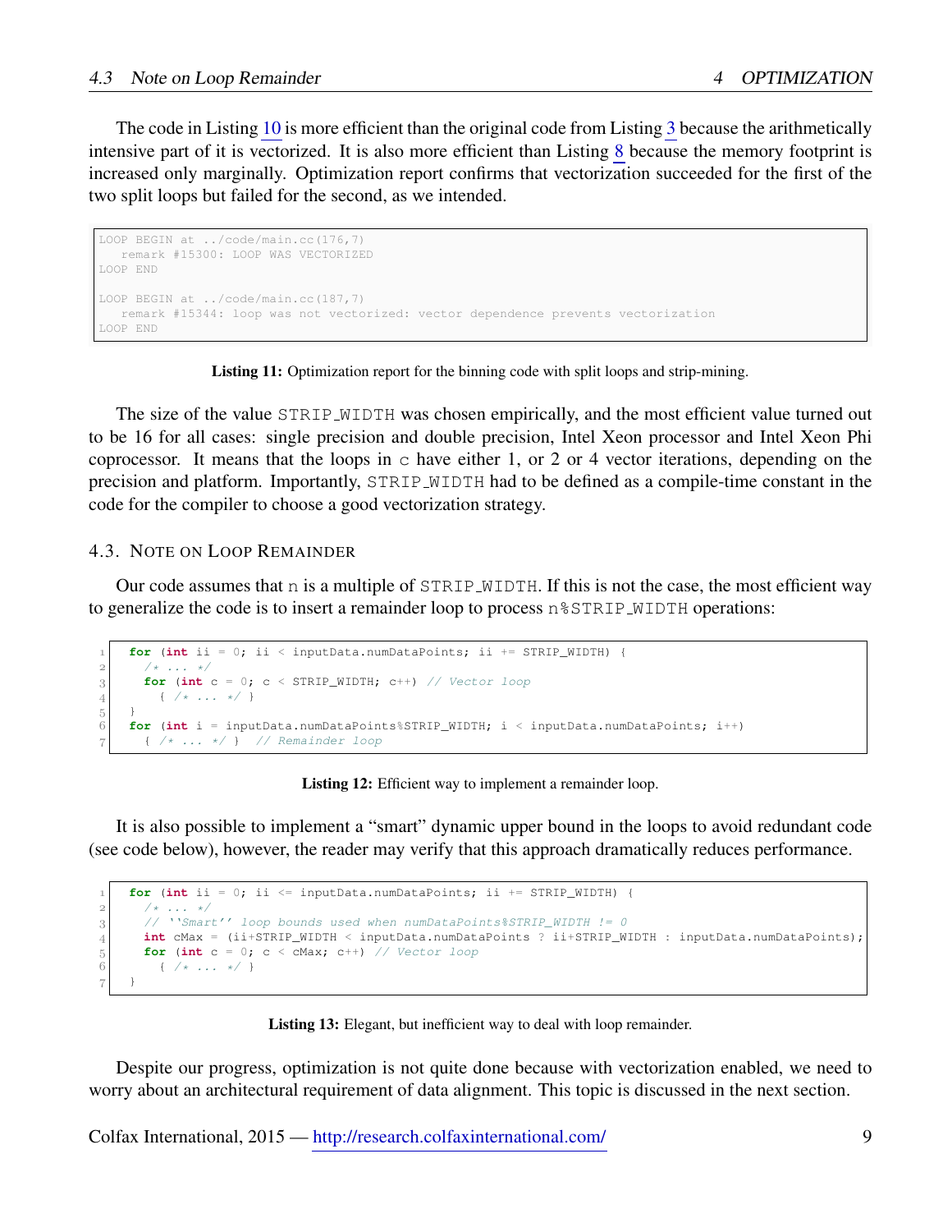The code in Listing 10 is more efficient than the original code from Listing 3 because the arithmetically intensive part of it is vectorized. It is also more efficient than Listing 8 because the memory footprint is increased only marginally. Optimization report confirms that vectorization succeeded for the first of the two split loops but failed for the second, as we intended.

```
LOOP BEGIN at ../code/main.cc(176,7)
   remark #15300: LOOP WAS VECTORIZED
LOOP END

LOOP BEGIN at ../code/main.cc(187,7)
   remark #15344: loop was not vectorized: vector dependence prevents vectorization
LOOP END
```

**Listing 11:** Optimization report for the binning code with split loops and strip-mining.

The size of the value `STRIP_WIDTH` was chosen empirically, and the most efficient value turned out to be 16 for all cases: single precision and double precision, Intel Xeon processor and Intel Xeon Phi coprocessor. It means that the loops in `c` have either 1, or 2 or 4 vector iterations, depending on the precision and platform. Importantly, `STRIP_WIDTH` had to be defined as a compile-time constant in the code for the compiler to choose a good vectorization strategy.

### 4.3. Note on Loop Remainder

Our code assumes that `n` is a multiple of `STRIP_WIDTH`. If this is not the case, the most efficient way to generalize the code is to insert a remainder loop to process `n%STRIP_WIDTH` operations:

```
for (int ii = 0; ii < inputData.numDataPoints; ii += STRIP_WIDTH) {
  /* ... */
  for (int c = 0; c < STRIP_WIDTH; c++) // Vector loop
    { /* ... */ }
}
for (int i = inputData.numDataPoints%STRIP_WIDTH; i < inputData.numDataPoints; i++)
  { /* ... */ }  // Remainder loop
```

**Listing 12:** Efficient way to implement a remainder loop.

It is also possible to implement a "smart" dynamic upper bound in the loops to avoid redundant code (see code below), however, the reader may verify that this approach dramatically reduces performance.

```
for (int ii = 0; ii <= inputData.numDataPoints; ii += STRIP_WIDTH) {
  /* ... */
  // ''Smart'' loop bounds used when numDataPoints%STRIP_WIDTH != 0
  int cMax = (ii+STRIP_WIDTH < inputData.numDataPoints ? ii+STRIP_WIDTH : inputData.numDataPoints);
  for (int c = 0; c < cMax; c++) // Vector loop
    { /* ... */ }
}
```

**Listing 13:** Elegant, but inefficient way to deal with loop remainder.

Despite our progress, optimization is not quite done because with vectorization enabled, we need to worry about an architectural requirement of data alignment. This topic is discussed in the next section.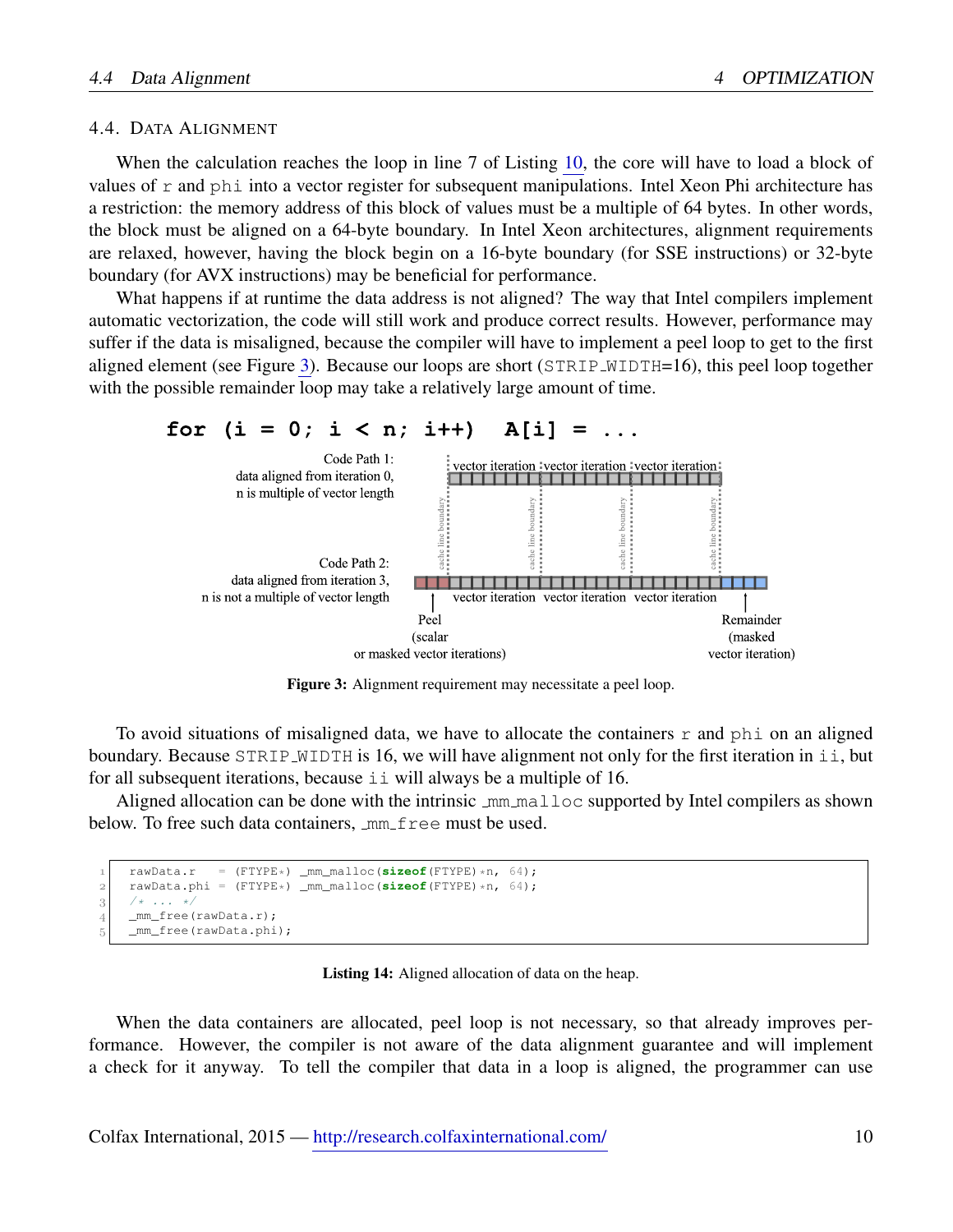### 4.4. Data Alignment

When the calculation reaches the loop in line 7 of Listing 10, the core will have to load a block of values of `r` and `phi` into a vector register for subsequent manipulations. Intel Xeon Phi architecture has a restriction: the memory address of this block of values must be a multiple of 64 bytes. In other words, the block must be aligned on a 64-byte boundary. In Intel Xeon architectures, alignment requirements are relaxed, however, having the block begin on a 16-byte boundary (for SSE instructions) or 32-byte boundary (for AVX instructions) may be beneficial for performance.

What happens if at runtime the data address is not aligned? The way that Intel compilers implement automatic vectorization, the code will still work and produce correct results. However, performance may suffer if the data is misaligned, because the compiler will have to implement a peel loop to get to the first aligned element (see Figure 3). Because our loops are short (`STRIP_WIDTH`=16), this peel loop together with the possible remainder loop may take a relatively large amount of time.

**for (i = 0; i < n; i++) A[i] = ...**

Code Path 1: data aligned from iteration 0, n is multiple of vector length — vector iteration | vector iteration | vector iteration

Code Path 2: data aligned from iteration 3, n is not a multiple of vector length — Peel (scalar or masked vector iterations) | vector iteration | vector iteration | vector iteration | Remainder (masked vector iteration)

(cache line boundary)

**Figure 3:** Alignment requirement may necessitate a peel loop.

To avoid situations of misaligned data, we have to allocate the containers `r` and `phi` on an aligned boundary. Because `STRIP_WIDTH` is 16, we will have alignment not only for the first iteration in `ii`, but for all subsequent iterations, because `ii` will always be a multiple of 16.

Aligned allocation can be done with the intrinsic `_mm_malloc` supported by Intel compilers as shown below. To free such data containers, `_mm_free` must be used.

```
rawData.r   = (FTYPE*) _mm_malloc(sizeof(FTYPE)*n, 64);
rawData.phi = (FTYPE*) _mm_malloc(sizeof(FTYPE)*n, 64);
/* ... */
_mm_free(rawData.r);
_mm_free(rawData.phi);
```

**Listing 14:** Aligned allocation of data on the heap.

When the data containers are allocated, peel loop is not necessary, so that already improves performance. However, the compiler is not aware of the data alignment guarantee and will implement a check for it anyway. To tell the compiler that data in a loop is aligned, the programmer can use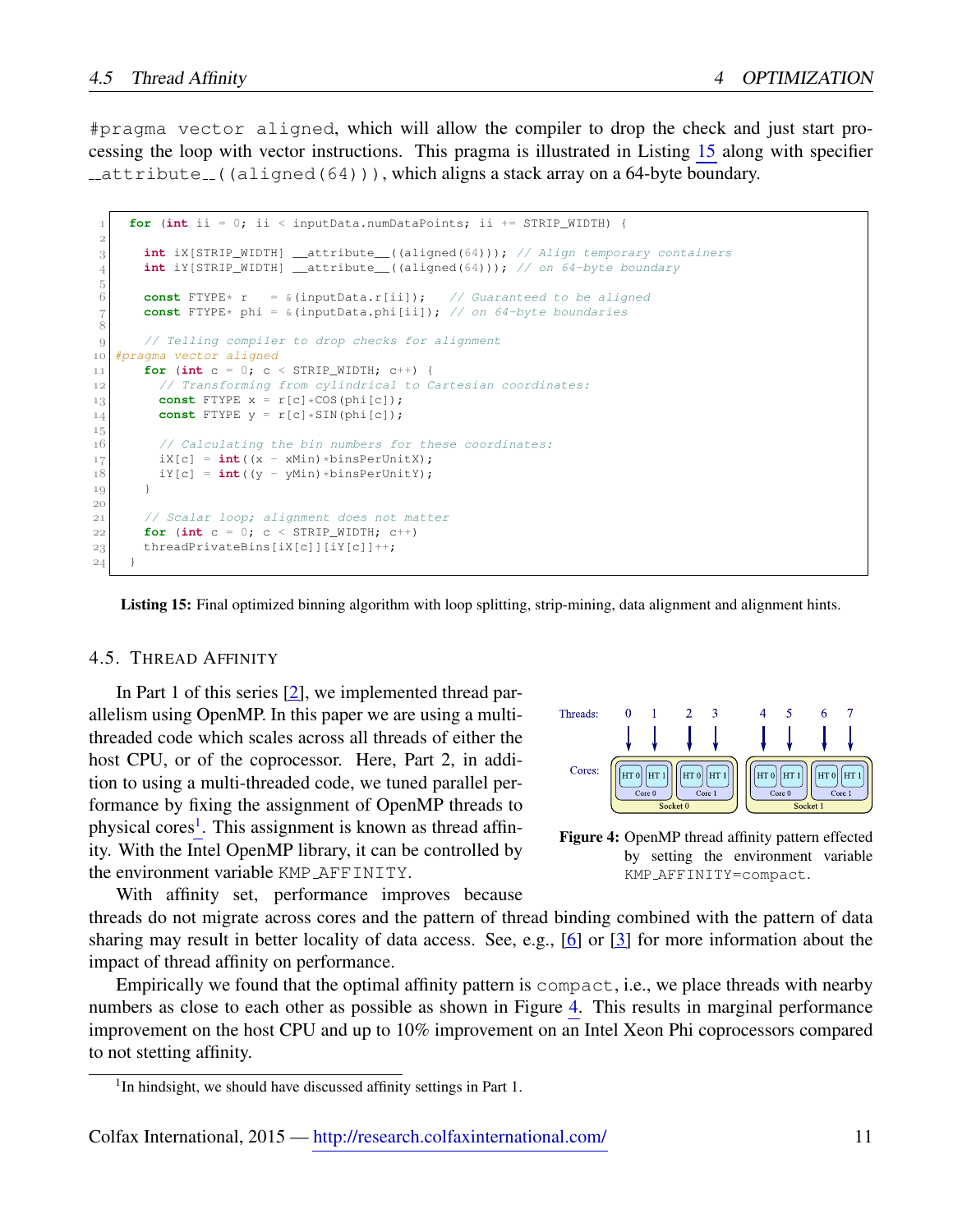`#pragma vector aligned`, which will allow the compiler to drop the check and just start processing the loop with vector instructions. This pragma is illustrated in Listing 15 along with specifier `__attribute__((aligned(64)))`, which aligns a stack array on a 64-byte boundary.

```
for (int ii = 0; ii < inputData.numDataPoints; ii += STRIP_WIDTH) {

  int iX[STRIP_WIDTH] __attribute__((aligned(64))); // Align temporary containers
  int iY[STRIP_WIDTH] __attribute__((aligned(64))); // on 64-byte boundary

  const FTYPE* r   = &(inputData.r[ii]);   // Guaranteed to be aligned
  const FTYPE* phi = &(inputData.phi[ii]); // on 64-byte boundaries

  // Telling compiler to drop checks for alignment
#pragma vector aligned
  for (int c = 0; c < STRIP_WIDTH; c++) {
    // Transforming from cylindrical to Cartesian coordinates:
    const FTYPE x = r[c]*COS(phi[c]);
    const FTYPE y = r[c]*SIN(phi[c]);

    // Calculating the bin numbers for these coordinates:
    iX[c] = int((x - xMin)*binsPerUnitX);
    iY[c] = int((y - yMin)*binsPerUnitY);
  }

  // Scalar loop; alignment does not matter
  for (int c = 0; c < STRIP_WIDTH; c++)
  threadPrivateBins[iX[c]][iY[c]]++;
}
```

**Listing 15:** Final optimized binning algorithm with loop splitting, strip-mining, data alignment and alignment hints.

### 4.5. Thread Affinity

In Part 1 of this series [2], we implemented thread parallelism using OpenMP. In this paper we are using a multi-threaded code which scales across all threads of either the host CPU, or of the coprocessor. Here, Part 2, in addition to using a multi-threaded code, we tuned parallel performance by fixing the assignment of OpenMP threads to physical cores[1]. This assignment is known as thread affinity. With the Intel OpenMP library, it can be controlled by the environment variable `KMP_AFFINITY`.

Threads: 0 1 2 3 4 5 6 7

Cores: Socket 0 (Core 0: HT 0, HT 1; Core 1: HT 0, HT 1), Socket 1 (Core 0: HT 0, HT 1; Core 1: HT 0, HT 1)

**Figure 4:** OpenMP thread affinity pattern effected by setting the environment variable `KMP_AFFINITY=compact`.

With affinity set, performance improves because threads do not migrate across cores and the pattern of thread binding combined with the pattern of data sharing may result in better locality of data access. See, e.g., [6] or [3] for more information about the impact of thread affinity on performance.

Empirically we found that the optimal affinity pattern is `compact`, i.e., we place threads with nearby numbers as close to each other as possible as shown in Figure 4. This results in marginal performance improvement on the host CPU and up to 10% improvement on an Intel Xeon Phi coprocessors compared to not stetting affinity.

[1] In hindsight, we should have discussed affinity settings in Part 1.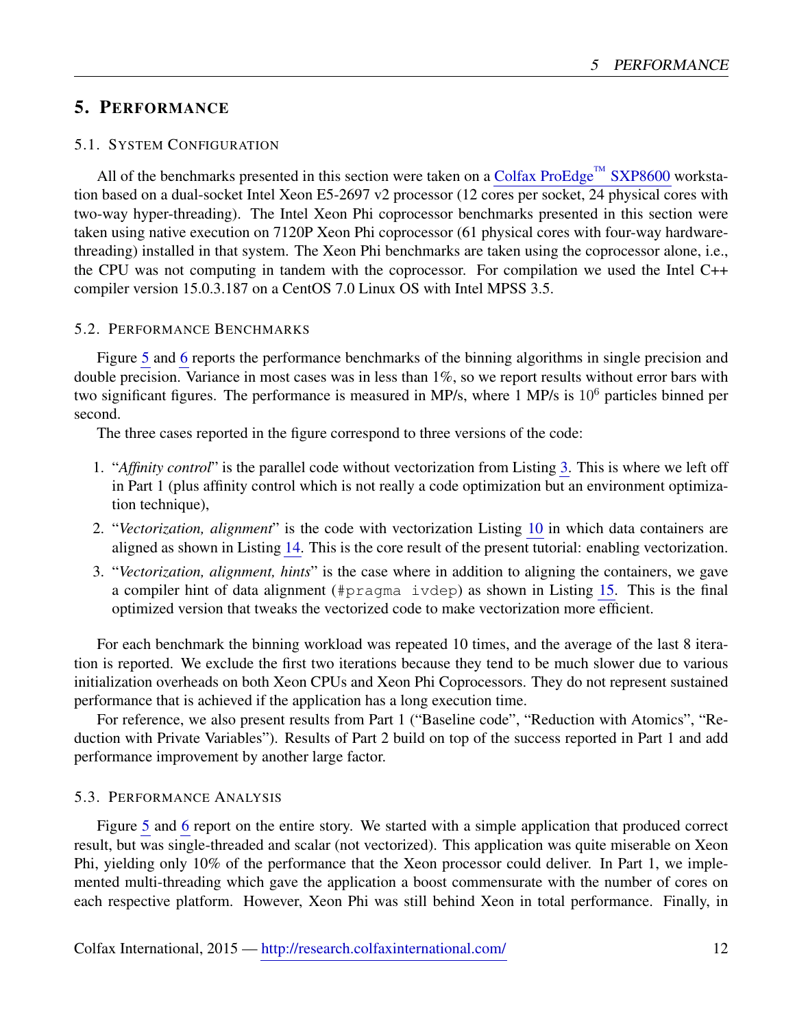## 5. Performance

### 5.1. System Configuration

All of the benchmarks presented in this section were taken on a Colfax ProEdge™ SXP8600 workstation based on a dual-socket Intel Xeon E5-2697 v2 processor (12 cores per socket, 24 physical cores with two-way hyper-threading). The Intel Xeon Phi coprocessor benchmarks presented in this section were taken using native execution on 7120P Xeon Phi coprocessor (61 physical cores with four-way hardware-threading) installed in that system. The Xeon Phi benchmarks are taken using the coprocessor alone, i.e., the CPU was not computing in tandem with the coprocessor. For compilation we used the Intel C++ compiler version 15.0.3.187 on a CentOS 7.0 Linux OS with Intel MPSS 3.5.

### 5.2. Performance Benchmarks

Figure 5 and 6 reports the performance benchmarks of the binning algorithms in single precision and double precision. Variance in most cases was in less than 1%, so we report results without error bars with two significant figures. The performance is measured in MP/s, where 1 MP/s is $10^6$ particles binned per second.

The three cases reported in the figure correspond to three versions of the code:

1. "*Affinity control*" is the parallel code without vectorization from Listing 3. This is where we left off in Part 1 (plus affinity control which is not really a code optimization but an environment optimization technique),
2. "*Vectorization, alignment*" is the code with vectorization Listing 10 in which data containers are aligned as shown in Listing 14. This is the core result of the present tutorial: enabling vectorization.
3. "*Vectorization, alignment, hints*" is the case where in addition to aligning the containers, we gave a compiler hint of data alignment (`#pragma ivdep`) as shown in Listing 15. This is the final optimized version that tweaks the vectorized code to make vectorization more efficient.

For each benchmark the binning workload was repeated 10 times, and the average of the last 8 iteration is reported. We exclude the first two iterations because they tend to be much slower due to various initialization overheads on both Xeon CPUs and Xeon Phi Coprocessors. They do not represent sustained performance that is achieved if the application has a long execution time.

For reference, we also present results from Part 1 ("Baseline code", "Reduction with Atomics", "Reduction with Private Variables"). Results of Part 2 build on top of the success reported in Part 1 and add performance improvement by another large factor.

### 5.3. Performance Analysis

Figure 5 and 6 report on the entire story. We started with a simple application that produced correct result, but was single-threaded and scalar (not vectorized). This application was quite miserable on Xeon Phi, yielding only 10% of the performance that the Xeon processor could deliver. In Part 1, we implemented multi-threading which gave the application a boost commensurate with the number of cores on each respective platform. However, Xeon Phi was still behind Xeon in total performance. Finally, in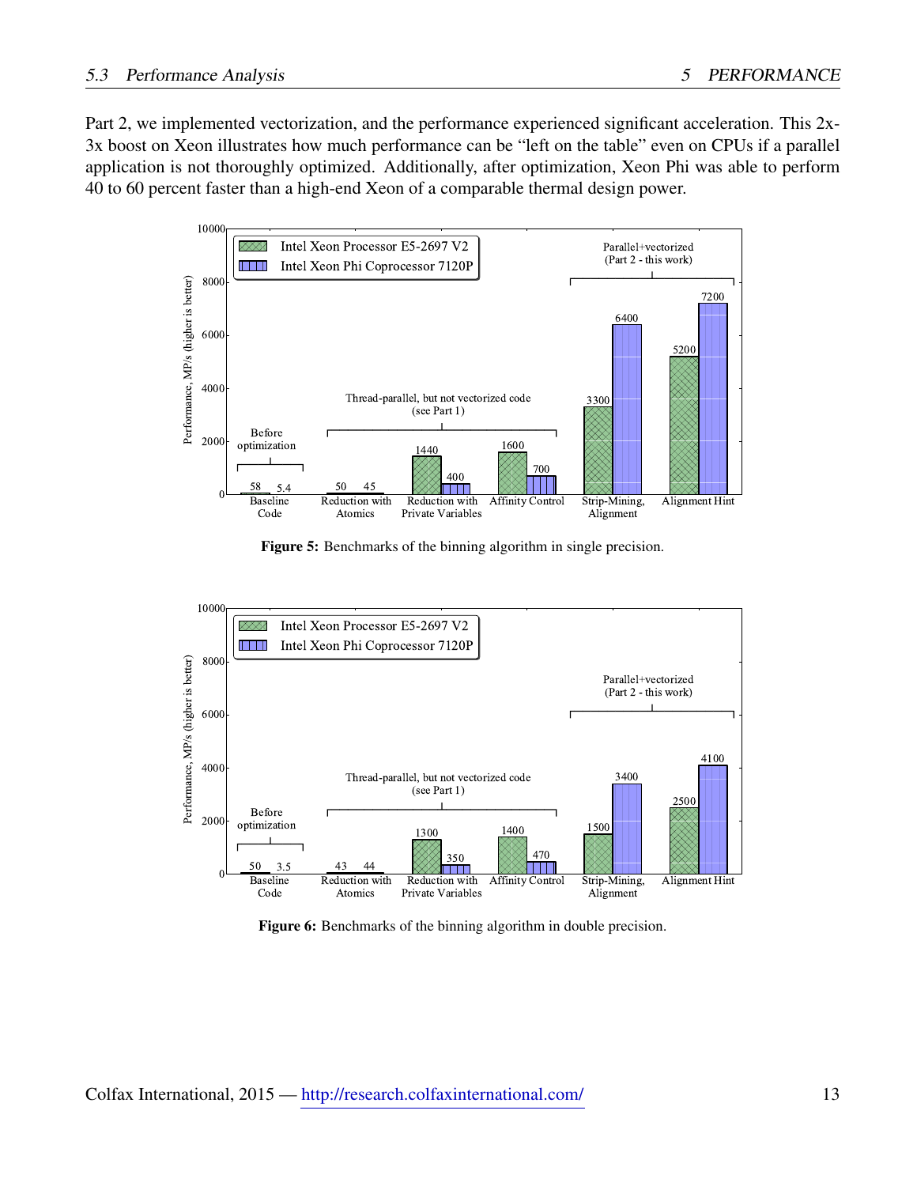Part 2, we implemented vectorization, and the performance experienced significant acceleration. This 2x-3x boost on Xeon illustrates how much performance can be "left on the table" even on CPUs if a parallel application is not thoroughly optimized. Additionally, after optimization, Xeon Phi was able to perform 40 to 60 percent faster than a high-end Xeon of a comparable thermal design power.

**Figure 5:** Benchmarks of the binning algorithm in single precision.

**Figure 6:** Benchmarks of the binning algorithm in double precision.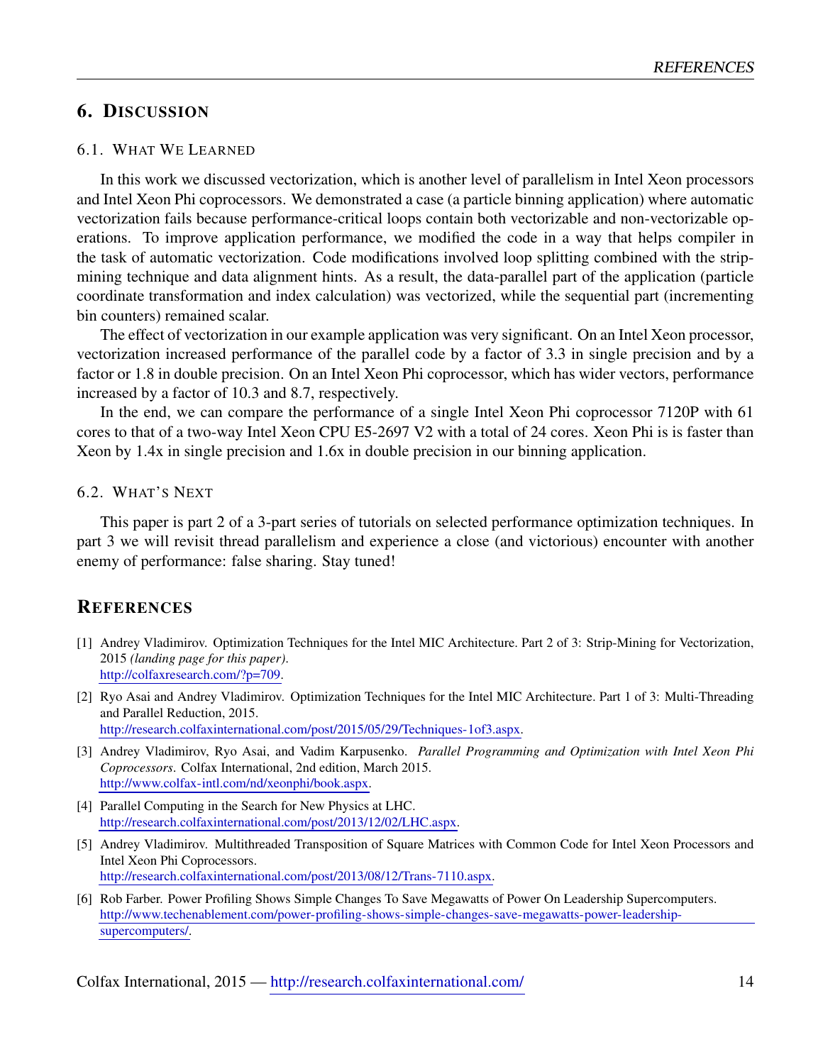## 6. Discussion

### 6.1. What We Learned

In this work we discussed vectorization, which is another level of parallelism in Intel Xeon processors and Intel Xeon Phi coprocessors. We demonstrated a case (a particle binning application) where automatic vectorization fails because performance-critical loops contain both vectorizable and non-vectorizable operations. To improve application performance, we modified the code in a way that helps compiler in the task of automatic vectorization. Code modifications involved loop splitting combined with the strip-mining technique and data alignment hints. As a result, the data-parallel part of the application (particle coordinate transformation and index calculation) was vectorized, while the sequential part (incrementing bin counters) remained scalar.

The effect of vectorization in our example application was very significant. On an Intel Xeon processor, vectorization increased performance of the parallel code by a factor of 3.3 in single precision and by a factor or 1.8 in double precision. On an Intel Xeon Phi coprocessor, which has wider vectors, performance increased by a factor of 10.3 and 8.7, respectively.

In the end, we can compare the performance of a single Intel Xeon Phi coprocessor 7120P with 61 cores to that of a two-way Intel Xeon CPU E5-2697 V2 with a total of 24 cores. Xeon Phi is is faster than Xeon by 1.4x in single precision and 1.6x in double precision in our binning application.

### 6.2. What's Next

This paper is part 2 of a 3-part series of tutorials on selected performance optimization techniques. In part 3 we will revisit thread parallelism and experience a close (and victorious) encounter with another enemy of performance: false sharing. Stay tuned!

## References

[1] Andrey Vladimirov. Optimization Techniques for the Intel MIC Architecture. Part 2 of 3: Strip-Mining for Vectorization, 2015 *(landing page for this paper)*. http://colfaxresearch.com/?p=709.

[2] Ryo Asai and Andrey Vladimirov. Optimization Techniques for the Intel MIC Architecture. Part 1 of 3: Multi-Threading and Parallel Reduction, 2015. http://research.colfaxinternational.com/post/2015/05/29/Techniques-1of3.aspx.

[3] Andrey Vladimirov, Ryo Asai, and Vadim Karpusenko. *Parallel Programming and Optimization with Intel Xeon Phi Coprocessors*. Colfax International, 2nd edition, March 2015. http://www.colfax-intl.com/nd/xeonphi/book.aspx.

[4] Parallel Computing in the Search for New Physics at LHC. http://research.colfaxinternational.com/post/2013/12/02/LHC.aspx.

[5] Andrey Vladimirov. Multithreaded Transposition of Square Matrices with Common Code for Intel Xeon Processors and Intel Xeon Phi Coprocessors. http://research.colfaxinternational.com/post/2013/08/12/Trans-7110.aspx.

[6] Rob Farber. Power Profiling Shows Simple Changes To Save Megawatts of Power On Leadership Supercomputers. http://www.techenablement.com/power-profiling-shows-simple-changes-save-megawatts-power-leadership-supercomputers/.